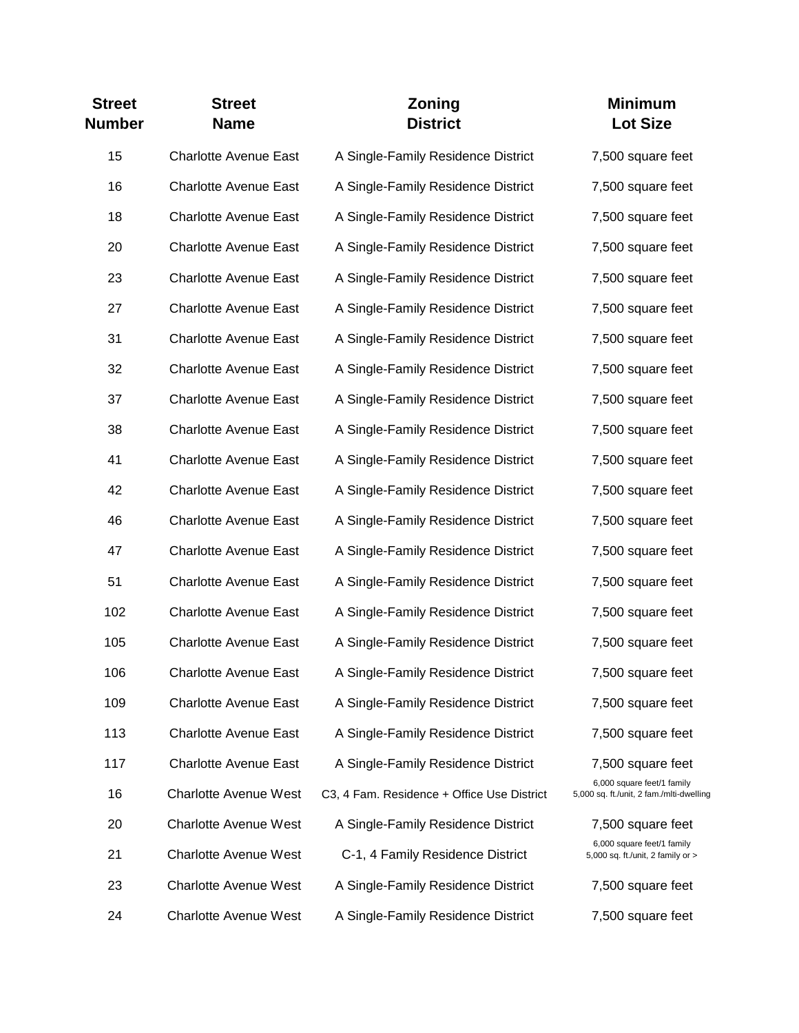| Street Number | Street Name | Zoning District | Minimum Lot Size |
|---|---|---|---|
| 15 | Charlotte Avenue East | A Single-Family Residence District | 7,500 square feet |
| 16 | Charlotte Avenue East | A Single-Family Residence District | 7,500 square feet |
| 18 | Charlotte Avenue East | A Single-Family Residence District | 7,500 square feet |
| 20 | Charlotte Avenue East | A Single-Family Residence District | 7,500 square feet |
| 23 | Charlotte Avenue East | A Single-Family Residence District | 7,500 square feet |
| 27 | Charlotte Avenue East | A Single-Family Residence District | 7,500 square feet |
| 31 | Charlotte Avenue East | A Single-Family Residence District | 7,500 square feet |
| 32 | Charlotte Avenue East | A Single-Family Residence District | 7,500 square feet |
| 37 | Charlotte Avenue East | A Single-Family Residence District | 7,500 square feet |
| 38 | Charlotte Avenue East | A Single-Family Residence District | 7,500 square feet |
| 41 | Charlotte Avenue East | A Single-Family Residence District | 7,500 square feet |
| 42 | Charlotte Avenue East | A Single-Family Residence District | 7,500 square feet |
| 46 | Charlotte Avenue East | A Single-Family Residence District | 7,500 square feet |
| 47 | Charlotte Avenue East | A Single-Family Residence District | 7,500 square feet |
| 51 | Charlotte Avenue East | A Single-Family Residence District | 7,500 square feet |
| 102 | Charlotte Avenue East | A Single-Family Residence District | 7,500 square feet |
| 105 | Charlotte Avenue East | A Single-Family Residence District | 7,500 square feet |
| 106 | Charlotte Avenue East | A Single-Family Residence District | 7,500 square feet |
| 109 | Charlotte Avenue East | A Single-Family Residence District | 7,500 square feet |
| 113 | Charlotte Avenue East | A Single-Family Residence District | 7,500 square feet |
| 117 | Charlotte Avenue East | A Single-Family Residence District | 7,500 square feet |
| 16 | Charlotte Avenue West | C3, 4 Fam. Residence + Office Use District | 6,000 square feet/1 family<br>5,000 sq. ft./unit, 2 fam./mlti-dwelling |
| 20 | Charlotte Avenue West | A Single-Family Residence District | 7,500 square feet |
| 21 | Charlotte Avenue West | C-1, 4 Family Residence District | 6,000 square feet/1 family<br>5,000 sq. ft./unit, 2 family or > |
| 23 | Charlotte Avenue West | A Single-Family Residence District | 7,500 square feet |
| 24 | Charlotte Avenue West | A Single-Family Residence District | 7,500 square feet |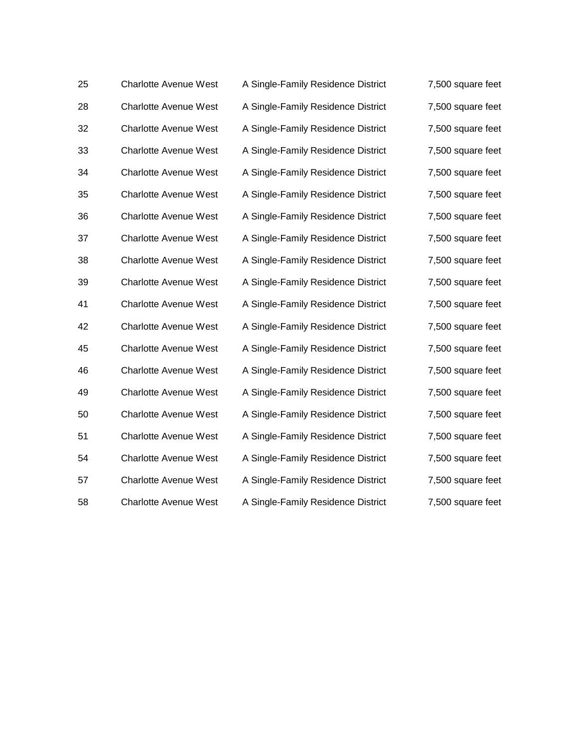| | | | |
|---|---|---|---|
| 25 | Charlotte Avenue West | A Single-Family Residence District | 7,500 square feet |
| 28 | Charlotte Avenue West | A Single-Family Residence District | 7,500 square feet |
| 32 | Charlotte Avenue West | A Single-Family Residence District | 7,500 square feet |
| 33 | Charlotte Avenue West | A Single-Family Residence District | 7,500 square feet |
| 34 | Charlotte Avenue West | A Single-Family Residence District | 7,500 square feet |
| 35 | Charlotte Avenue West | A Single-Family Residence District | 7,500 square feet |
| 36 | Charlotte Avenue West | A Single-Family Residence District | 7,500 square feet |
| 37 | Charlotte Avenue West | A Single-Family Residence District | 7,500 square feet |
| 38 | Charlotte Avenue West | A Single-Family Residence District | 7,500 square feet |
| 39 | Charlotte Avenue West | A Single-Family Residence District | 7,500 square feet |
| 41 | Charlotte Avenue West | A Single-Family Residence District | 7,500 square feet |
| 42 | Charlotte Avenue West | A Single-Family Residence District | 7,500 square feet |
| 45 | Charlotte Avenue West | A Single-Family Residence District | 7,500 square feet |
| 46 | Charlotte Avenue West | A Single-Family Residence District | 7,500 square feet |
| 49 | Charlotte Avenue West | A Single-Family Residence District | 7,500 square feet |
| 50 | Charlotte Avenue West | A Single-Family Residence District | 7,500 square feet |
| 51 | Charlotte Avenue West | A Single-Family Residence District | 7,500 square feet |
| 54 | Charlotte Avenue West | A Single-Family Residence District | 7,500 square feet |
| 57 | Charlotte Avenue West | A Single-Family Residence District | 7,500 square feet |
| 58 | Charlotte Avenue West | A Single-Family Residence District | 7,500 square feet |